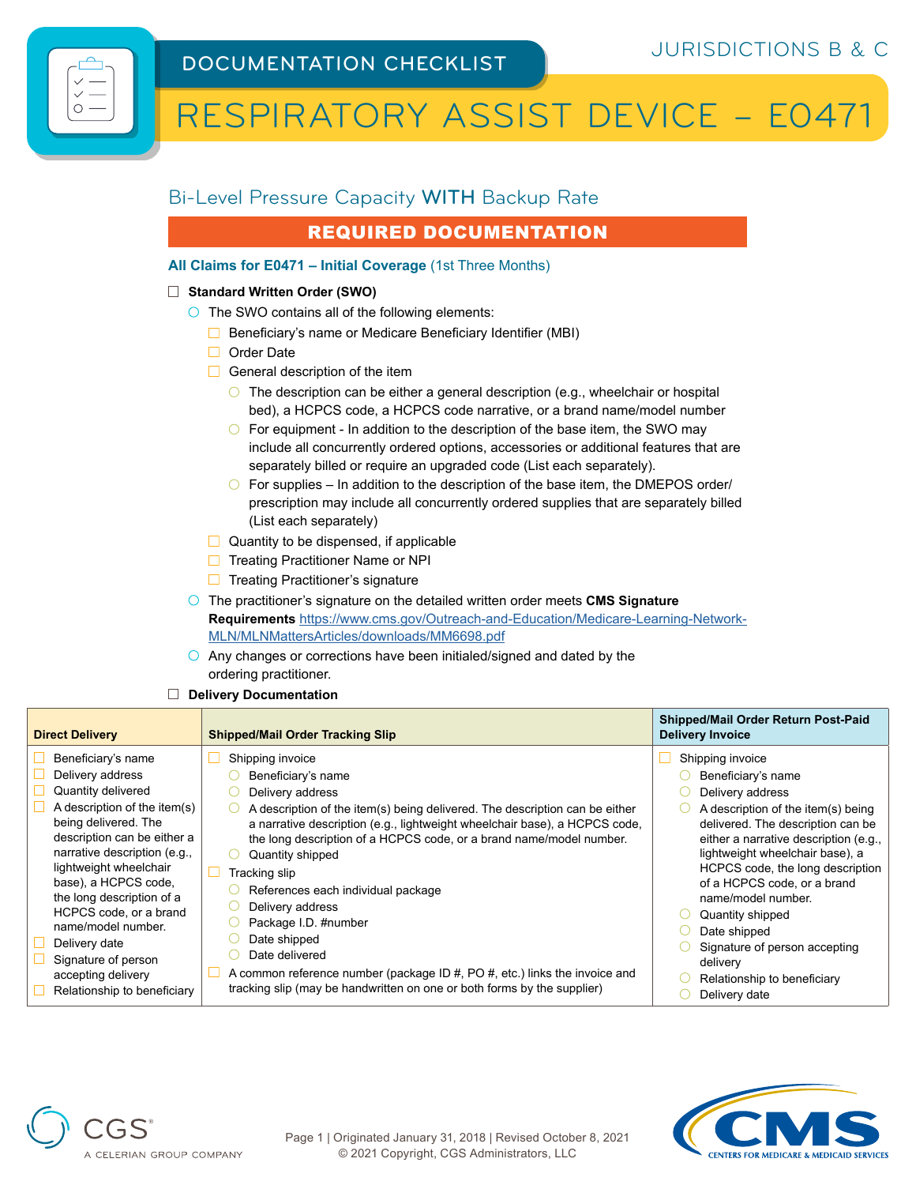DOCUMENTATION CHECKLIST

JURISDICTIONS B & C

# RESPIRATORY ASSIST DEVICE – E0471

## Bi-Level Pressure Capacity **WITH** Backup Rate

### REQUIRED DOCUMENTATION

**All Claims for E0471 – Initial Coverage** (1st Three Months)

- ☐ **Standard Written Order (SWO)**
  - ○ The SWO contains all of the following elements:
    - ☐ Beneficiary's name or Medicare Beneficiary Identifier (MBI)
    - ☐ Order Date
    - ☐ General description of the item
      - ○ The description can be either a general description (e.g., wheelchair or hospital bed), a HCPCS code, a HCPCS code narrative, or a brand name/model number
      - ○ For equipment - In addition to the description of the base item, the SWO may include all concurrently ordered options, accessories or additional features that are separately billed or require an upgraded code (List each separately).
      - ○ For supplies – In addition to the description of the base item, the DMEPOS order/ prescription may include all concurrently ordered supplies that are separately billed (List each separately)
    - ☐ Quantity to be dispensed, if applicable
    - ☐ Treating Practitioner Name or NPI
    - ☐ Treating Practitioner's signature
  - ○ The practitioner's signature on the detailed written order meets **CMS Signature Requirements** https://www.cms.gov/Outreach-and-Education/Medicare-Learning-Network-MLN/MLNMattersArticles/downloads/MM6698.pdf
  - ○ Any changes or corrections have been initialed/signed and dated by the ordering practitioner.
- ☐ **Delivery Documentation**

| Direct Delivery | Shipped/Mail Order Tracking Slip | Shipped/Mail Order Return Post-Paid Delivery Invoice |
|---|---|---|
| ☐ Beneficiary's name<br>☐ Delivery address<br>☐ Quantity delivered<br>☐ A description of the item(s) being delivered. The description can be either a narrative description (e.g., lightweight wheelchair base), a HCPCS code, the long description of a HCPCS code, or a brand name/model number.<br>☐ Delivery date<br>☐ Signature of person accepting delivery<br>☐ Relationship to beneficiary | ☐ Shipping invoice<br>○ Beneficiary's name<br>○ Delivery address<br>○ A description of the item(s) being delivered. The description can be either a narrative description (e.g., lightweight wheelchair base), a HCPCS code, the long description of a HCPCS code, or a brand name/model number.<br>○ Quantity shipped<br>☐ Tracking slip<br>○ References each individual package<br>○ Delivery address<br>○ Package I.D. #number<br>○ Date shipped<br>○ Date delivered<br>☐ A common reference number (package ID #, PO #, etc.) links the invoice and tracking slip (may be handwritten on one or both forms by the supplier) | ☐ Shipping invoice<br>○ Beneficiary's name<br>○ Delivery address<br>○ A description of the item(s) being delivered. The description can be either a narrative description (e.g., lightweight wheelchair base), a HCPCS code, the long description of a HCPCS code, or a brand name/model number.<br>○ Quantity shipped<br>○ Date shipped<br>○ Signature of person accepting delivery<br>○ Relationship to beneficiary<br>○ Delivery date |

Page 1 | Originated January 31, 2018 | Revised October 8, 2021
© 2021 Copyright, CGS Administrators, LLC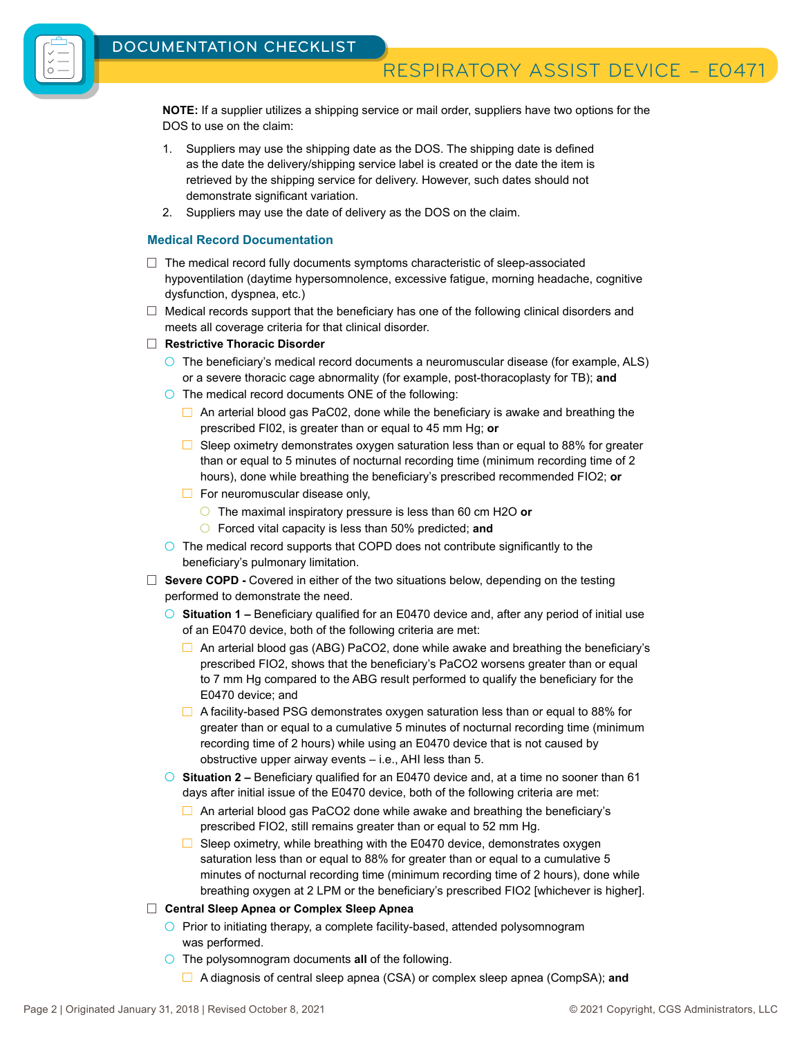**NOTE:** If a supplier utilizes a shipping service or mail order, suppliers have two options for the DOS to use on the claim:

1. Suppliers may use the shipping date as the DOS. The shipping date is defined as the date the delivery/shipping service label is created or the date the item is retrieved by the shipping service for delivery. However, such dates should not demonstrate significant variation.
2. Suppliers may use the date of delivery as the DOS on the claim.

### Medical Record Documentation

- ☐ The medical record fully documents symptoms characteristic of sleep-associated hypoventilation (daytime hypersomnolence, excessive fatigue, morning headache, cognitive dysfunction, dyspnea, etc.)
- ☐ Medical records support that the beneficiary has one of the following clinical disorders and meets all coverage criteria for that clinical disorder.
- ☐ **Restrictive Thoracic Disorder**
  - ○ The beneficiary's medical record documents a neuromuscular disease (for example, ALS) or a severe thoracic cage abnormality (for example, post-thoracoplasty for TB); **and**
  - ○ The medical record documents ONE of the following:
    - ☐ An arterial blood gas PaC02, done while the beneficiary is awake and breathing the prescribed FI02, is greater than or equal to 45 mm Hg; **or**
    - ☐ Sleep oximetry demonstrates oxygen saturation less than or equal to 88% for greater than or equal to 5 minutes of nocturnal recording time (minimum recording time of 2 hours), done while breathing the beneficiary's prescribed recommended FIO2; **or**
    - ☐ For neuromuscular disease only,
      - ○ The maximal inspiratory pressure is less than 60 cm H2O **or**
      - ○ Forced vital capacity is less than 50% predicted; **and**
  - ○ The medical record supports that COPD does not contribute significantly to the beneficiary's pulmonary limitation.
- ☐ **Severe COPD -** Covered in either of the two situations below, depending on the testing performed to demonstrate the need.
  - ○ **Situation 1 –** Beneficiary qualified for an E0470 device and, after any period of initial use of an E0470 device, both of the following criteria are met:
    - ☐ An arterial blood gas (ABG) PaCO2, done while awake and breathing the beneficiary's prescribed FIO2, shows that the beneficiary's PaCO2 worsens greater than or equal to 7 mm Hg compared to the ABG result performed to qualify the beneficiary for the E0470 device; and
    - ☐ A facility-based PSG demonstrates oxygen saturation less than or equal to 88% for greater than or equal to a cumulative 5 minutes of nocturnal recording time (minimum recording time of 2 hours) while using an E0470 device that is not caused by obstructive upper airway events – i.e., AHI less than 5.
  - ○ **Situation 2 –** Beneficiary qualified for an E0470 device and, at a time no sooner than 61 days after initial issue of the E0470 device, both of the following criteria are met:
    - ☐ An arterial blood gas PaCO2 done while awake and breathing the beneficiary's prescribed FIO2, still remains greater than or equal to 52 mm Hg.
    - ☐ Sleep oximetry, while breathing with the E0470 device, demonstrates oxygen saturation less than or equal to 88% for greater than or equal to a cumulative 5 minutes of nocturnal recording time (minimum recording time of 2 hours), done while breathing oxygen at 2 LPM or the beneficiary's prescribed FIO2 [whichever is higher].
- ☐ **Central Sleep Apnea or Complex Sleep Apnea**
  - ○ Prior to initiating therapy, a complete facility-based, attended polysomnogram was performed.
  - ○ The polysomnogram documents **all** of the following.
    - ☐ A diagnosis of central sleep apnea (CSA) or complex sleep apnea (CompSA); **and**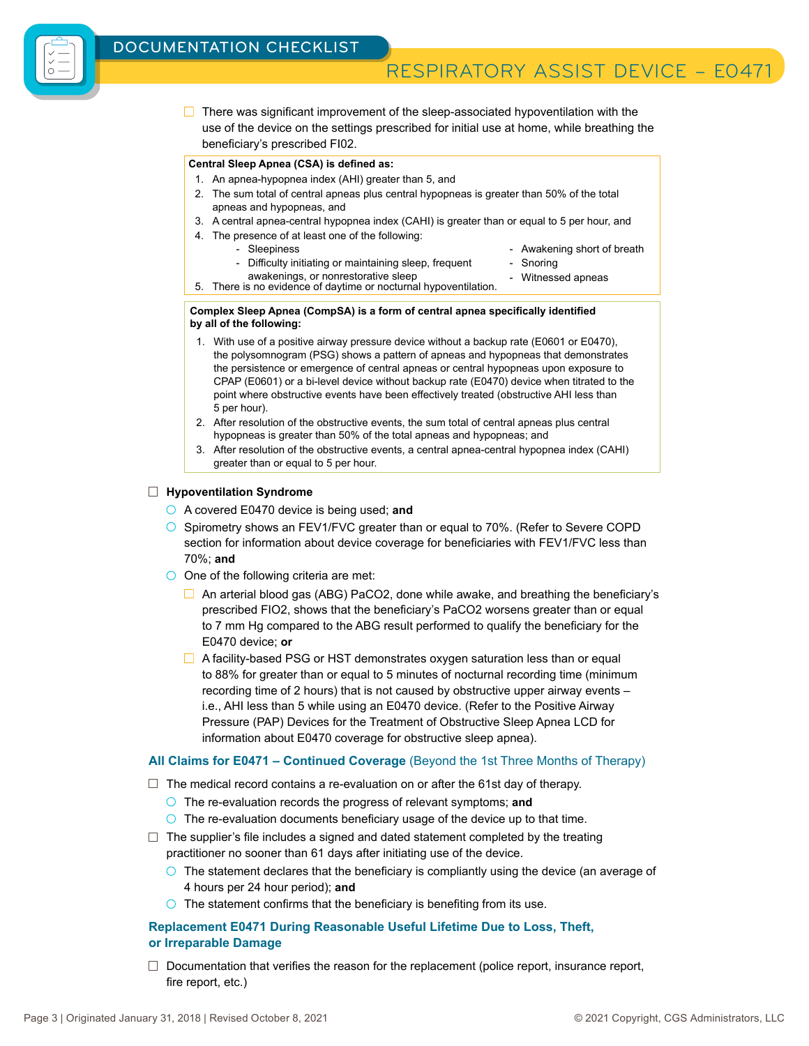- [ ] There was significant improvement of the sleep-associated hypoventilation with the use of the device on the settings prescribed for initial use at home, while breathing the beneficiary's prescribed FI02.

**Central Sleep Apnea (CSA) is defined as:**

1. An apnea-hypopnea index (AHI) greater than 5, and
2. The sum total of central apneas plus central hypopneas is greater than 50% of the total apneas and hypopneas, and
3. A central apnea-central hypopnea index (CAHI) is greater than or equal to 5 per hour, and
4. The presence of at least one of the following:
   - Sleepiness
   - Difficulty initiating or maintaining sleep, frequent awakenings, or nonrestorative sleep
   - Awakening short of breath
   - Snoring
   - Witnessed apneas
5. There is no evidence of daytime or nocturnal hypoventilation.

**Complex Sleep Apnea (CompSA) is a form of central apnea specifically identified by all of the following:**

1. With use of a positive airway pressure device without a backup rate (E0601 or E0470), the polysomnogram (PSG) shows a pattern of apneas and hypopneas that demonstrates the persistence or emergence of central apneas or central hypopneas upon exposure to CPAP (E0601) or a bi-level device without backup rate (E0470) device when titrated to the point where obstructive events have been effectively treated (obstructive AHI less than 5 per hour).
2. After resolution of the obstructive events, the sum total of central apneas plus central hypopneas is greater than 50% of the total apneas and hypopneas; and
3. After resolution of the obstructive events, a central apnea-central hypopnea index (CAHI) greater than or equal to 5 per hour.

- [ ] **Hypoventilation Syndrome**
  - A covered E0470 device is being used; **and**
  - Spirometry shows an FEV1/FVC greater than or equal to 70%. (Refer to Severe COPD section for information about device coverage for beneficiaries with FEV1/FVC less than 70%; **and**
  - One of the following criteria are met:
    - [ ] An arterial blood gas (ABG) $PaCO_2$, done while awake, and breathing the beneficiary's prescribed $FIO_2$, shows that the beneficiary's $PaCO_2$ worsens greater than or equal to 7 mm Hg compared to the ABG result performed to qualify the beneficiary for the E0470 device; **or**
    - [ ] A facility-based PSG or HST demonstrates oxygen saturation less than or equal to 88% for greater than or equal to 5 minutes of nocturnal recording time (minimum recording time of 2 hours) that is not caused by obstructive upper airway events – i.e., AHI less than 5 while using an E0470 device. (Refer to the Positive Airway Pressure (PAP) Devices for the Treatment of Obstructive Sleep Apnea LCD for information about E0470 coverage for obstructive sleep apnea).

### All Claims for E0471 – Continued Coverage (Beyond the 1st Three Months of Therapy)

- [ ] The medical record contains a re-evaluation on or after the 61st day of therapy.
  - The re-evaluation records the progress of relevant symptoms; **and**
  - The re-evaluation documents beneficiary usage of the device up to that time.
- [ ] The supplier's file includes a signed and dated statement completed by the treating practitioner no sooner than 61 days after initiating use of the device.
  - The statement declares that the beneficiary is compliantly using the device (an average of 4 hours per 24 hour period); **and**
  - The statement confirms that the beneficiary is benefiting from its use.

### Replacement E0471 During Reasonable Useful Lifetime Due to Loss, Theft, or Irreparable Damage

- [ ] Documentation that verifies the reason for the replacement (police report, insurance report, fire report, etc.)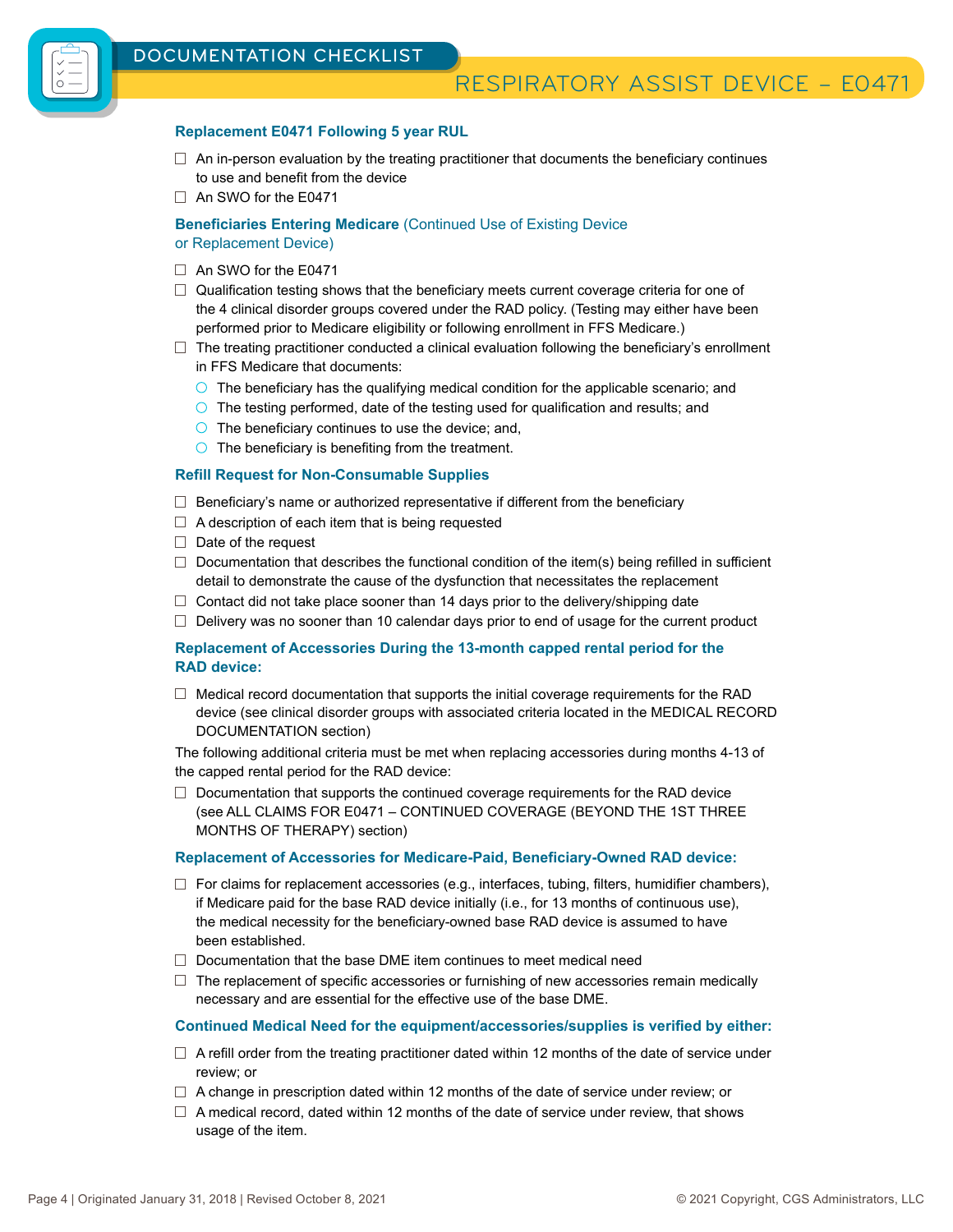## Replacement E0471 Following 5 year RUL

- ☐ An in-person evaluation by the treating practitioner that documents the beneficiary continues to use and benefit from the device
- ☐ An SWO for the E0471

## Beneficiaries Entering Medicare (Continued Use of Existing Device or Replacement Device)

- ☐ An SWO for the E0471
- ☐ Qualification testing shows that the beneficiary meets current coverage criteria for one of the 4 clinical disorder groups covered under the RAD policy. (Testing may either have been performed prior to Medicare eligibility or following enrollment in FFS Medicare.)
- ☐ The treating practitioner conducted a clinical evaluation following the beneficiary's enrollment in FFS Medicare that documents:
  - ○ The beneficiary has the qualifying medical condition for the applicable scenario; and
  - ○ The testing performed, date of the testing used for qualification and results; and
  - ○ The beneficiary continues to use the device; and,
  - ○ The beneficiary is benefiting from the treatment.

## Refill Request for Non-Consumable Supplies

- ☐ Beneficiary's name or authorized representative if different from the beneficiary
- ☐ A description of each item that is being requested
- ☐ Date of the request
- ☐ Documentation that describes the functional condition of the item(s) being refilled in sufficient detail to demonstrate the cause of the dysfunction that necessitates the replacement
- ☐ Contact did not take place sooner than 14 days prior to the delivery/shipping date
- ☐ Delivery was no sooner than 10 calendar days prior to end of usage for the current product

## Replacement of Accessories During the 13-month capped rental period for the RAD device:

- ☐ Medical record documentation that supports the initial coverage requirements for the RAD device (see clinical disorder groups with associated criteria located in the MEDICAL RECORD DOCUMENTATION section)

The following additional criteria must be met when replacing accessories during months 4-13 of the capped rental period for the RAD device:

- ☐ Documentation that supports the continued coverage requirements for the RAD device (see ALL CLAIMS FOR E0471 – CONTINUED COVERAGE (BEYOND THE 1ST THREE MONTHS OF THERAPY) section)

## Replacement of Accessories for Medicare-Paid, Beneficiary-Owned RAD device:

- ☐ For claims for replacement accessories (e.g., interfaces, tubing, filters, humidifier chambers), if Medicare paid for the base RAD device initially (i.e., for 13 months of continuous use), the medical necessity for the beneficiary-owned base RAD device is assumed to have been established.
- ☐ Documentation that the base DME item continues to meet medical need
- ☐ The replacement of specific accessories or furnishing of new accessories remain medically necessary and are essential for the effective use of the base DME.

## Continued Medical Need for the equipment/accessories/supplies is verified by either:

- ☐ A refill order from the treating practitioner dated within 12 months of the date of service under review; or
- ☐ A change in prescription dated within 12 months of the date of service under review; or
- ☐ A medical record, dated within 12 months of the date of service under review, that shows usage of the item.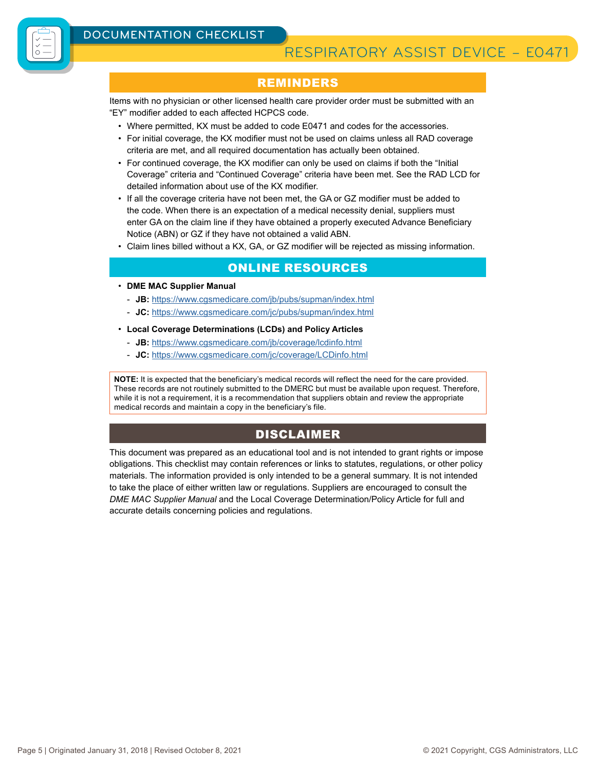# DOCUMENTATION CHECKLIST

## RESPIRATORY ASSIST DEVICE – E0471

### REMINDERS

Items with no physician or other licensed health care provider order must be submitted with an "EY" modifier added to each affected HCPCS code.

- Where permitted, KX must be added to code E0471 and codes for the accessories.
- For initial coverage, the KX modifier must not be used on claims unless all RAD coverage criteria are met, and all required documentation has actually been obtained.
- For continued coverage, the KX modifier can only be used on claims if both the "Initial Coverage" criteria and "Continued Coverage" criteria have been met. See the RAD LCD for detailed information about use of the KX modifier.
- If all the coverage criteria have not been met, the GA or GZ modifier must be added to the code. When there is an expectation of a medical necessity denial, suppliers must enter GA on the claim line if they have obtained a properly executed Advance Beneficiary Notice (ABN) or GZ if they have not obtained a valid ABN.
- Claim lines billed without a KX, GA, or GZ modifier will be rejected as missing information.

### ONLINE RESOURCES

- **DME MAC Supplier Manual**
  - **JB:** https://www.cgsmedicare.com/jb/pubs/supman/index.html
  - **JC:** https://www.cgsmedicare.com/jc/pubs/supman/index.html
- **Local Coverage Determinations (LCDs) and Policy Articles**
  - **JB:** https://www.cgsmedicare.com/jb/coverage/lcdinfo.html
  - **JC:** https://www.cgsmedicare.com/jc/coverage/LCDinfo.html

**NOTE:** It is expected that the beneficiary's medical records will reflect the need for the care provided. These records are not routinely submitted to the DMERC but must be available upon request. Therefore, while it is not a requirement, it is a recommendation that suppliers obtain and review the appropriate medical records and maintain a copy in the beneficiary's file.

### DISCLAIMER

This document was prepared as an educational tool and is not intended to grant rights or impose obligations. This checklist may contain references or links to statutes, regulations, or other policy materials. The information provided is only intended to be a general summary. It is not intended to take the place of either written law or regulations. Suppliers are encouraged to consult the *DME MAC Supplier Manual* and the Local Coverage Determination/Policy Article for full and accurate details concerning policies and regulations.